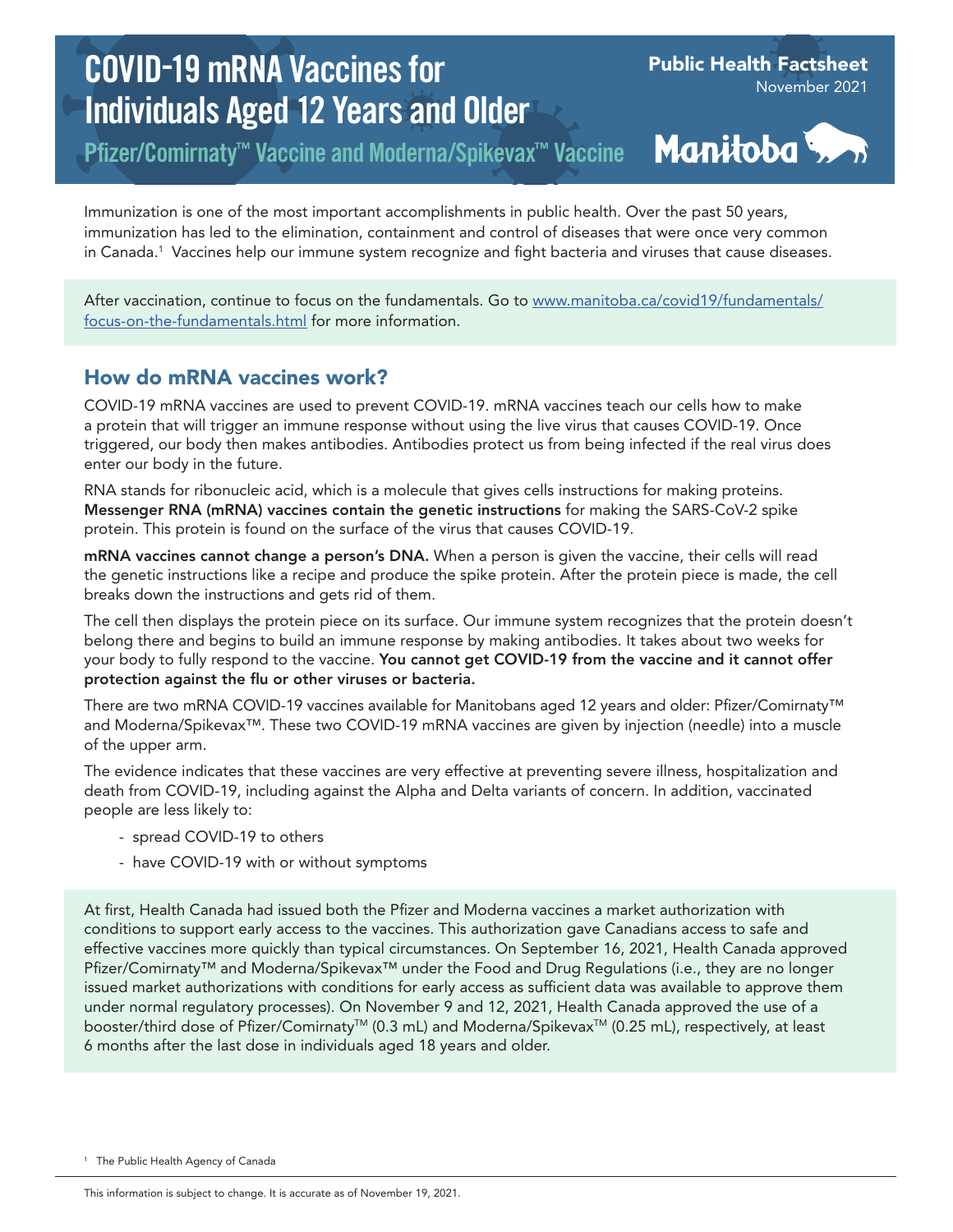# COVID-19 mRNA Vaccines for Individuals Aged 12 Years and Older

## Pfizer/Comirnaty™ Vaccine and Moderna/Spikevax™ Vaccine

**Public Health Factsheet**
November 2021

Manitoba

Immunization is one of the most important accomplishments in public health. Over the past 50 years, immunization has led to the elimination, containment and control of diseases that were once very common in Canada.[1] Vaccines help our immune system recognize and fight bacteria and viruses that cause diseases.

After vaccination, continue to focus on the fundamentals. Go to [www.manitoba.ca/covid19/fundamentals/focus-on-the-fundamentals.html](www.manitoba.ca/covid19/fundamentals/focus-on-the-fundamentals.html) for more information.

## How do mRNA vaccines work?

COVID-19 mRNA vaccines are used to prevent COVID-19. mRNA vaccines teach our cells how to make a protein that will trigger an immune response without using the live virus that causes COVID-19. Once triggered, our body then makes antibodies. Antibodies protect us from being infected if the real virus does enter our body in the future.

RNA stands for ribonucleic acid, which is a molecule that gives cells instructions for making proteins. **Messenger RNA (mRNA) vaccines contain the genetic instructions** for making the SARS-CoV-2 spike protein. This protein is found on the surface of the virus that causes COVID-19.

**mRNA vaccines cannot change a person's DNA.** When a person is given the vaccine, their cells will read the genetic instructions like a recipe and produce the spike protein. After the protein piece is made, the cell breaks down the instructions and gets rid of them.

The cell then displays the protein piece on its surface. Our immune system recognizes that the protein doesn't belong there and begins to build an immune response by making antibodies. It takes about two weeks for your body to fully respond to the vaccine. **You cannot get COVID-19 from the vaccine and it cannot offer protection against the flu or other viruses or bacteria.**

There are two mRNA COVID-19 vaccines available for Manitobans aged 12 years and older: Pfizer/Comirnaty™ and Moderna/Spikevax™. These two COVID-19 mRNA vaccines are given by injection (needle) into a muscle of the upper arm.

The evidence indicates that these vaccines are very effective at preventing severe illness, hospitalization and death from COVID-19, including against the Alpha and Delta variants of concern. In addition, vaccinated people are less likely to:

- spread COVID-19 to others
- have COVID-19 with or without symptoms

At first, Health Canada had issued both the Pfizer and Moderna vaccines a market authorization with conditions to support early access to the vaccines. This authorization gave Canadians access to safe and effective vaccines more quickly than typical circumstances. On September 16, 2021, Health Canada approved Pfizer/Comirnaty™ and Moderna/Spikevax™ under the Food and Drug Regulations (i.e., they are no longer issued market authorizations with conditions for early access as sufficient data was available to approve them under normal regulatory processes). On November 9 and 12, 2021, Health Canada approved the use of a booster/third dose of Pfizer/Comirnaty™ (0.3 mL) and Moderna/Spikevax™ (0.25 mL), respectively, at least 6 months after the last dose in individuals aged 18 years and older.

[1] The Public Health Agency of Canada

This information is subject to change. It is accurate as of November 19, 2021.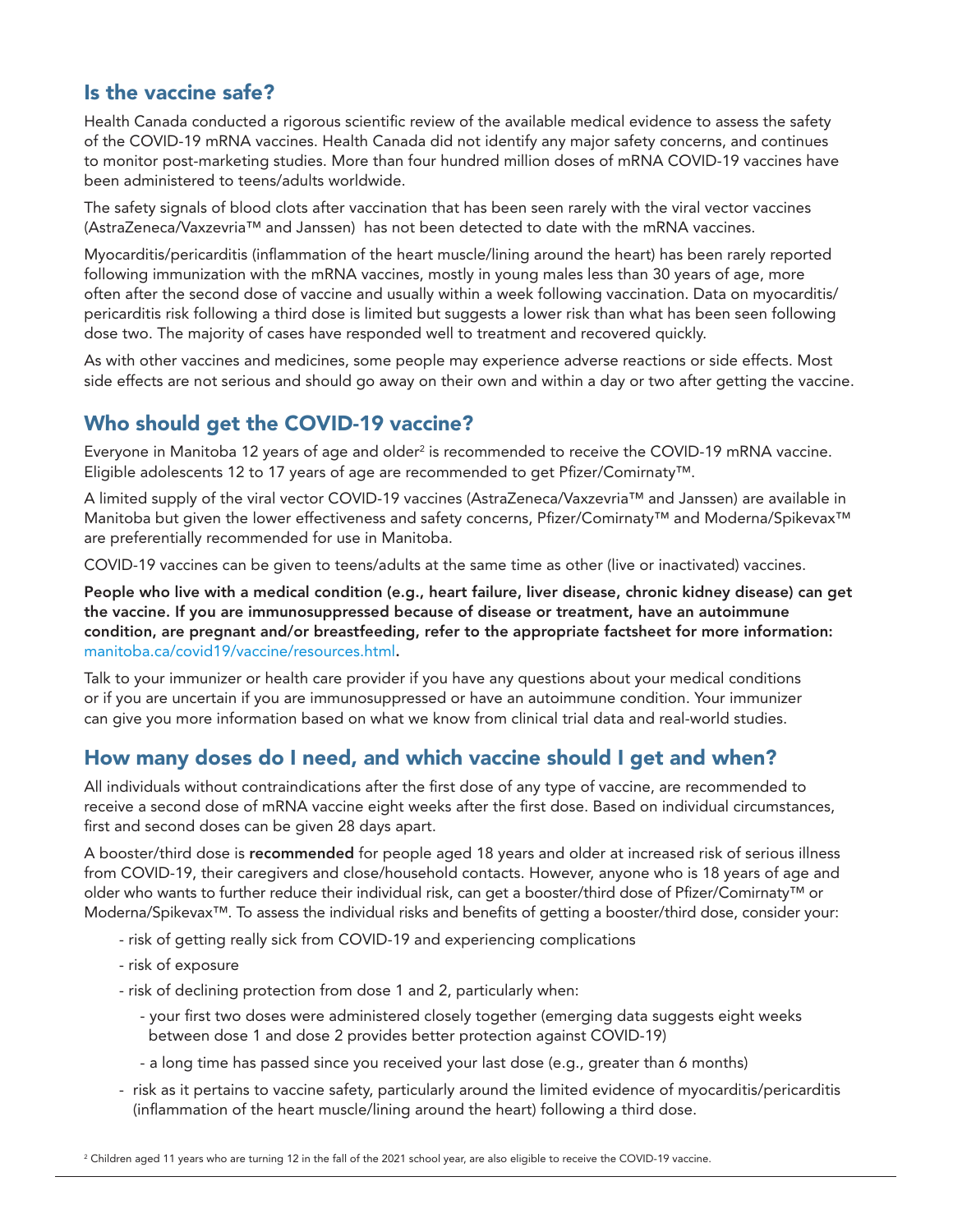## Is the vaccine safe?

Health Canada conducted a rigorous scientific review of the available medical evidence to assess the safety of the COVID-19 mRNA vaccines. Health Canada did not identify any major safety concerns, and continues to monitor post-marketing studies. More than four hundred million doses of mRNA COVID-19 vaccines have been administered to teens/adults worldwide.

The safety signals of blood clots after vaccination that has been seen rarely with the viral vector vaccines (AstraZeneca/Vaxzevria™ and Janssen) has not been detected to date with the mRNA vaccines.

Myocarditis/pericarditis (inflammation of the heart muscle/lining around the heart) has been rarely reported following immunization with the mRNA vaccines, mostly in young males less than 30 years of age, more often after the second dose of vaccine and usually within a week following vaccination. Data on myocarditis/pericarditis risk following a third dose is limited but suggests a lower risk than what has been seen following dose two. The majority of cases have responded well to treatment and recovered quickly.

As with other vaccines and medicines, some people may experience adverse reactions or side effects. Most side effects are not serious and should go away on their own and within a day or two after getting the vaccine.

## Who should get the COVID-19 vaccine?

Everyone in Manitoba 12 years of age and older[2] is recommended to receive the COVID-19 mRNA vaccine. Eligible adolescents 12 to 17 years of age are recommended to get Pfizer/Comirnaty™.

A limited supply of the viral vector COVID-19 vaccines (AstraZeneca/Vaxzevria™ and Janssen) are available in Manitoba but given the lower effectiveness and safety concerns, Pfizer/Comirnaty™ and Moderna/Spikevax™ are preferentially recommended for use in Manitoba.

COVID-19 vaccines can be given to teens/adults at the same time as other (live or inactivated) vaccines.

**People who live with a medical condition (e.g., heart failure, liver disease, chronic kidney disease) can get the vaccine. If you are immunosuppressed because of disease or treatment, have an autoimmune condition, are pregnant and/or breastfeeding, refer to the appropriate factsheet for more information:** manitoba.ca/covid19/vaccine/resources.html.

Talk to your immunizer or health care provider if you have any questions about your medical conditions or if you are uncertain if you are immunosuppressed or have an autoimmune condition. Your immunizer can give you more information based on what we know from clinical trial data and real-world studies.

## How many doses do I need, and which vaccine should I get and when?

All individuals without contraindications after the first dose of any type of vaccine, are recommended to receive a second dose of mRNA vaccine eight weeks after the first dose. Based on individual circumstances, first and second doses can be given 28 days apart.

A booster/third dose is **recommended** for people aged 18 years and older at increased risk of serious illness from COVID-19, their caregivers and close/household contacts. However, anyone who is 18 years of age and older who wants to further reduce their individual risk, can get a booster/third dose of Pfizer/Comirnaty™ or Moderna/Spikevax™. To assess the individual risks and benefits of getting a booster/third dose, consider your:

- risk of getting really sick from COVID-19 and experiencing complications
- risk of exposure
- risk of declining protection from dose 1 and 2, particularly when:
  - your first two doses were administered closely together (emerging data suggests eight weeks between dose 1 and dose 2 provides better protection against COVID-19)
  - a long time has passed since you received your last dose (e.g., greater than 6 months)
- risk as it pertains to vaccine safety, particularly around the limited evidence of myocarditis/pericarditis (inflammation of the heart muscle/lining around the heart) following a third dose.

[2] Children aged 11 years who are turning 12 in the fall of the 2021 school year, are also eligible to receive the COVID-19 vaccine.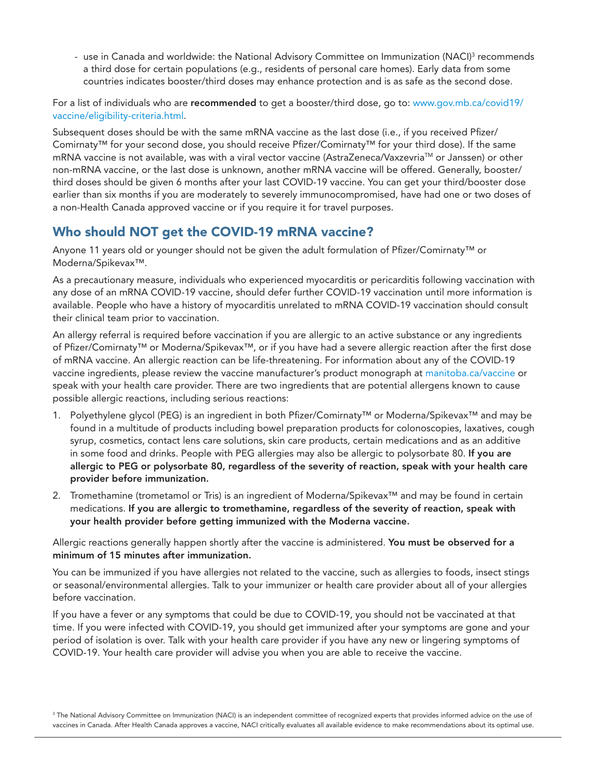- use in Canada and worldwide: the National Advisory Committee on Immunization (NACI)[3] recommends a third dose for certain populations (e.g., residents of personal care homes). Early data from some countries indicates booster/third doses may enhance protection and is as safe as the second dose.

For a list of individuals who are **recommended** to get a booster/third dose, go to: www.gov.mb.ca/covid19/vaccine/eligibility-criteria.html.

Subsequent doses should be with the same mRNA vaccine as the last dose (i.e., if you received Pfizer/Comirnaty™ for your second dose, you should receive Pfizer/Comirnaty™ for your third dose). If the same mRNA vaccine is not available, was with a viral vector vaccine (AstraZeneca/Vaxzevria™ or Janssen) or other non-mRNA vaccine, or the last dose is unknown, another mRNA vaccine will be offered. Generally, booster/third doses should be given 6 months after your last COVID-19 vaccine. You can get your third/booster dose earlier than six months if you are moderately to severely immunocompromised, have had one or two doses of a non-Health Canada approved vaccine or if you require it for travel purposes.

## Who should NOT get the COVID-19 mRNA vaccine?

Anyone 11 years old or younger should not be given the adult formulation of Pfizer/Comirnaty™ or Moderna/Spikevax™.

As a precautionary measure, individuals who experienced myocarditis or pericarditis following vaccination with any dose of an mRNA COVID-19 vaccine, should defer further COVID-19 vaccination until more information is available. People who have a history of myocarditis unrelated to mRNA COVID-19 vaccination should consult their clinical team prior to vaccination.

An allergy referral is required before vaccination if you are allergic to an active substance or any ingredients of Pfizer/Comirnaty™ or Moderna/Spikevax™, or if you have had a severe allergic reaction after the first dose of mRNA vaccine. An allergic reaction can be life-threatening. For information about any of the COVID-19 vaccine ingredients, please review the vaccine manufacturer's product monograph at manitoba.ca/vaccine or speak with your health care provider. There are two ingredients that are potential allergens known to cause possible allergic reactions, including serious reactions:

1. Polyethylene glycol (PEG) is an ingredient in both Pfizer/Comirnaty™ or Moderna/Spikevax™ and may be found in a multitude of products including bowel preparation products for colonoscopies, laxatives, cough syrup, cosmetics, contact lens care solutions, skin care products, certain medications and as an additive in some food and drinks. People with PEG allergies may also be allergic to polysorbate 80. **If you are allergic to PEG or polysorbate 80, regardless of the severity of reaction, speak with your health care provider before immunization.**
2. Tromethamine (trometamol or Tris) is an ingredient of Moderna/Spikevax™ and may be found in certain medications. **If you are allergic to tromethamine, regardless of the severity of reaction, speak with your health provider before getting immunized with the Moderna vaccine.**

Allergic reactions generally happen shortly after the vaccine is administered. **You must be observed for a minimum of 15 minutes after immunization.**

You can be immunized if you have allergies not related to the vaccine, such as allergies to foods, insect stings or seasonal/environmental allergies. Talk to your immunizer or health care provider about all of your allergies before vaccination.

If you have a fever or any symptoms that could be due to COVID-19, you should not be vaccinated at that time. If you were infected with COVID-19, you should get immunized after your symptoms are gone and your period of isolation is over. Talk with your health care provider if you have any new or lingering symptoms of COVID-19. Your health care provider will advise you when you are able to receive the vaccine.

[3] The National Advisory Committee on Immunization (NACI) is an independent committee of recognized experts that provides informed advice on the use of vaccines in Canada. After Health Canada approves a vaccine, NACI critically evaluates all available evidence to make recommendations about its optimal use.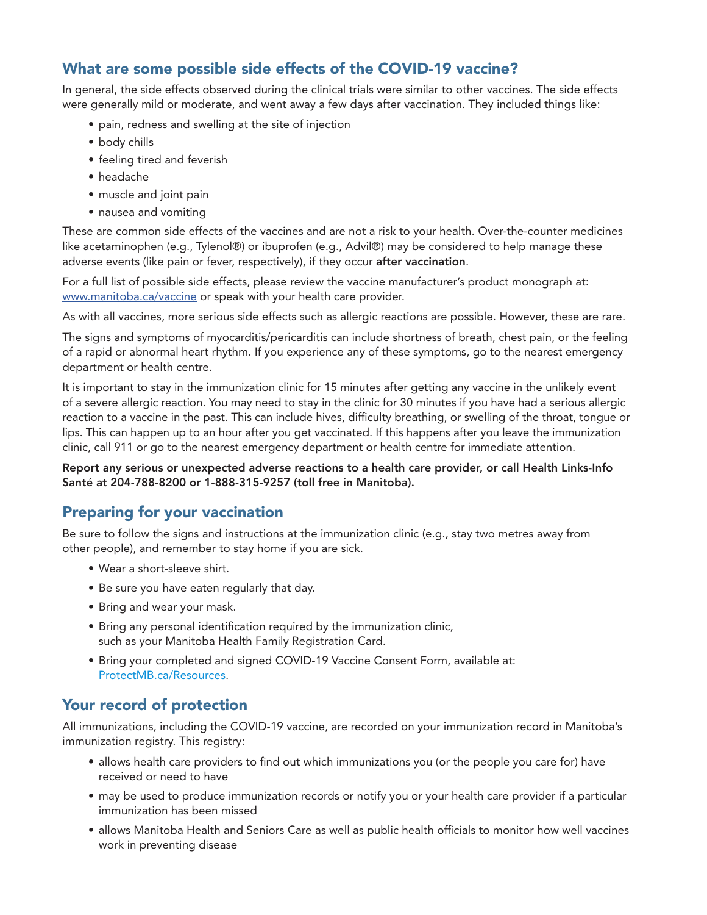## What are some possible side effects of the COVID-19 vaccine?

In general, the side effects observed during the clinical trials were similar to other vaccines. The side effects were generally mild or moderate, and went away a few days after vaccination. They included things like:

- pain, redness and swelling at the site of injection
- body chills
- feeling tired and feverish
- headache
- muscle and joint pain
- nausea and vomiting

These are common side effects of the vaccines and are not a risk to your health. Over-the-counter medicines like acetaminophen (e.g., Tylenol®) or ibuprofen (e.g., Advil®) may be considered to help manage these adverse events (like pain or fever, respectively), if they occur **after vaccination**.

For a full list of possible side effects, please review the vaccine manufacturer's product monograph at: [www.manitoba.ca/vaccine](www.manitoba.ca/vaccine) or speak with your health care provider.

As with all vaccines, more serious side effects such as allergic reactions are possible. However, these are rare.

The signs and symptoms of myocarditis/pericarditis can include shortness of breath, chest pain, or the feeling of a rapid or abnormal heart rhythm. If you experience any of these symptoms, go to the nearest emergency department or health centre.

It is important to stay in the immunization clinic for 15 minutes after getting any vaccine in the unlikely event of a severe allergic reaction. You may need to stay in the clinic for 30 minutes if you have had a serious allergic reaction to a vaccine in the past. This can include hives, difficulty breathing, or swelling of the throat, tongue or lips. This can happen up to an hour after you get vaccinated. If this happens after you leave the immunization clinic, call 911 or go to the nearest emergency department or health centre for immediate attention.

**Report any serious or unexpected adverse reactions to a health care provider, or call Health Links-Info Santé at 204-788-8200 or 1-888-315-9257 (toll free in Manitoba).**

## Preparing for your vaccination

Be sure to follow the signs and instructions at the immunization clinic (e.g., stay two metres away from other people), and remember to stay home if you are sick.

- Wear a short-sleeve shirt.
- Be sure you have eaten regularly that day.
- Bring and wear your mask.
- Bring any personal identification required by the immunization clinic, such as your Manitoba Health Family Registration Card.
- Bring your completed and signed COVID-19 Vaccine Consent Form, available at: ProtectMB.ca/Resources.

## Your record of protection

All immunizations, including the COVID-19 vaccine, are recorded on your immunization record in Manitoba's immunization registry. This registry:

- allows health care providers to find out which immunizations you (or the people you care for) have received or need to have
- may be used to produce immunization records or notify you or your health care provider if a particular immunization has been missed
- allows Manitoba Health and Seniors Care as well as public health officials to monitor how well vaccines work in preventing disease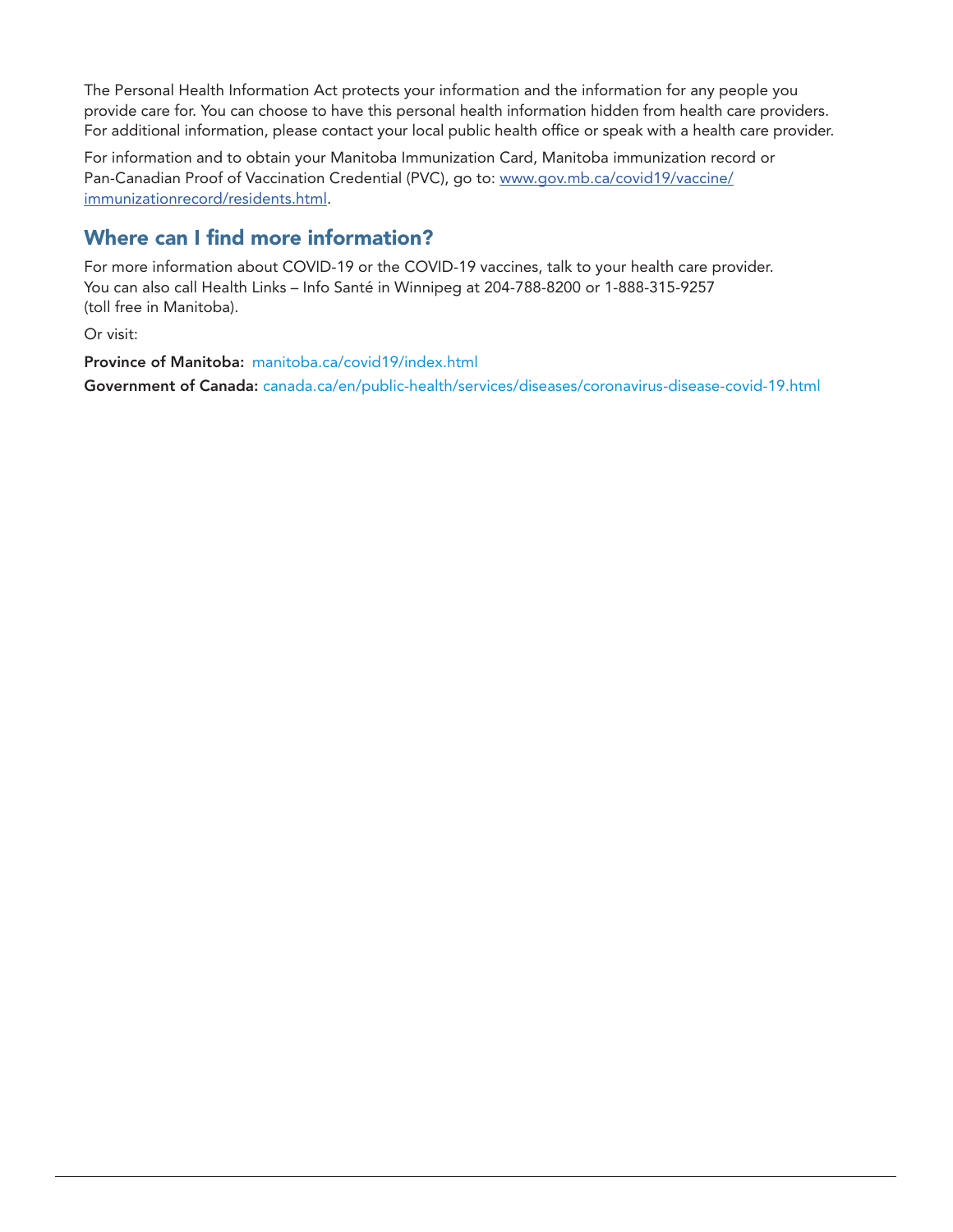The Personal Health Information Act protects your information and the information for any people you provide care for. You can choose to have this personal health information hidden from health care providers. For additional information, please contact your local public health office or speak with a health care provider.

For information and to obtain your Manitoba Immunization Card, Manitoba immunization record or Pan-Canadian Proof of Vaccination Credential (PVC), go to: [www.gov.mb.ca/covid19/vaccine/immunizationrecord/residents.html](www.gov.mb.ca/covid19/vaccine/immunizationrecord/residents.html).

## Where can I find more information?

For more information about COVID-19 or the COVID-19 vaccines, talk to your health care provider. You can also call Health Links – Info Santé in Winnipeg at 204-788-8200 or 1-888-315-9257 (toll free in Manitoba).

Or visit:

**Province of Manitoba:** manitoba.ca/covid19/index.html

**Government of Canada:** canada.ca/en/public-health/services/diseases/coronavirus-disease-covid-19.html